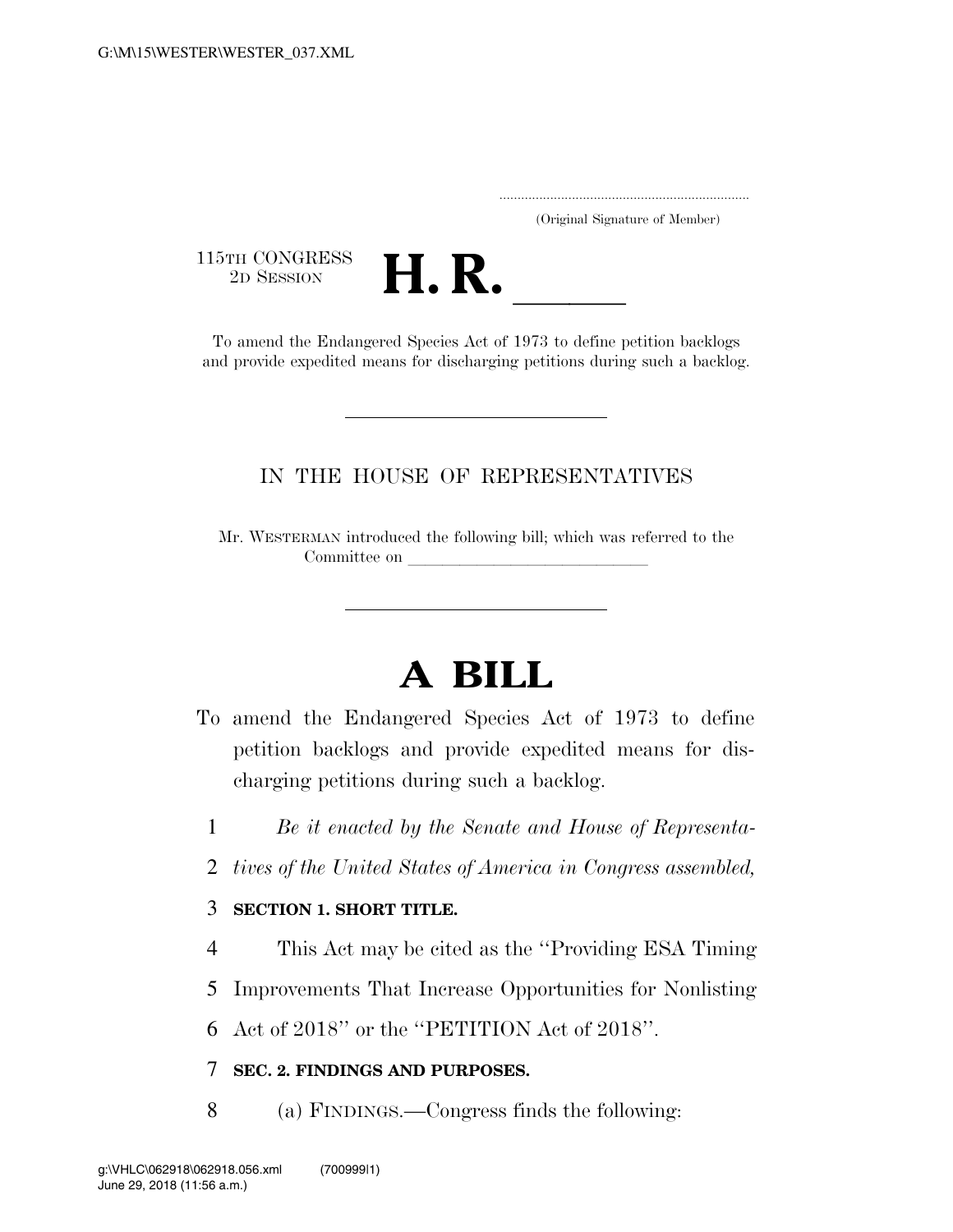(Original Signature of Member)

115TH CONGRESS
2D SESSION

# H. R. \_\_\_\_\_

To amend the Endangered Species Act of 1973 to define petition backlogs and provide expedited means for discharging petitions during such a backlog.

IN THE HOUSE OF REPRESENTATIVES

Mr. WESTERMAN introduced the following bill; which was referred to the Committee on \_\_\_\_\_\_\_\_\_\_\_\_\_\_\_\_\_\_\_\_\_\_\_\_\_\_\_\_

# A BILL

To amend the Endangered Species Act of 1973 to define petition backlogs and provide expedited means for discharging petitions during such a backlog.

1 *Be it enacted by the Senate and House of Representa-*
2 *tives of the United States of America in Congress assembled,*

3 **SECTION 1. SHORT TITLE.**

4 This Act may be cited as the ''Providing ESA Timing
5 Improvements That Increase Opportunities for Nonlisting
6 Act of 2018'' or the ''PETITION Act of 2018''.

7 **SEC. 2. FINDINGS AND PURPOSES.**

8 (a) FINDINGS.—Congress finds the following: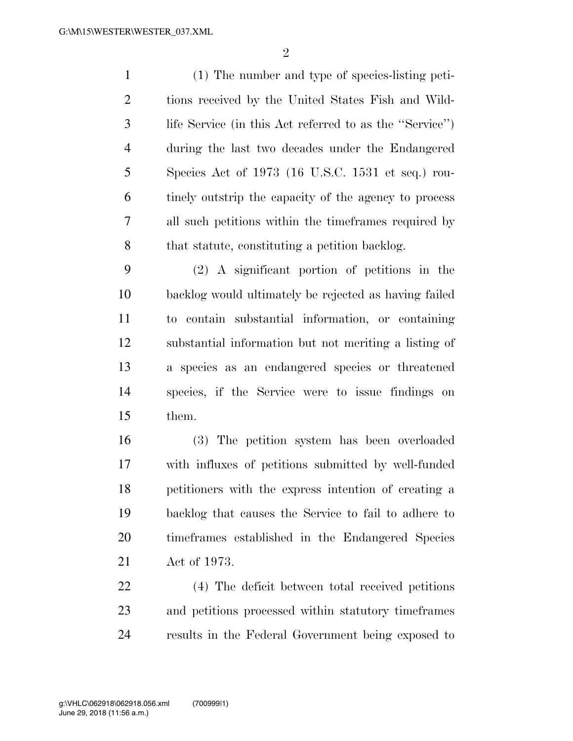(1) The number and type of species-listing petitions received by the United States Fish and Wildlife Service (in this Act referred to as the "Service") during the last two decades under the Endangered Species Act of 1973 (16 U.S.C. 1531 et seq.) routinely outstrip the capacity of the agency to process all such petitions within the timeframes required by that statute, constituting a petition backlog.

(2) A significant portion of petitions in the backlog would ultimately be rejected as having failed to contain substantial information, or containing substantial information but not meriting a listing of a species as an endangered species or threatened species, if the Service were to issue findings on them.

(3) The petition system has been overloaded with influxes of petitions submitted by well-funded petitioners with the express intention of creating a backlog that causes the Service to fail to adhere to timeframes established in the Endangered Species Act of 1973.

(4) The deficit between total received petitions and petitions processed within statutory timeframes results in the Federal Government being exposed to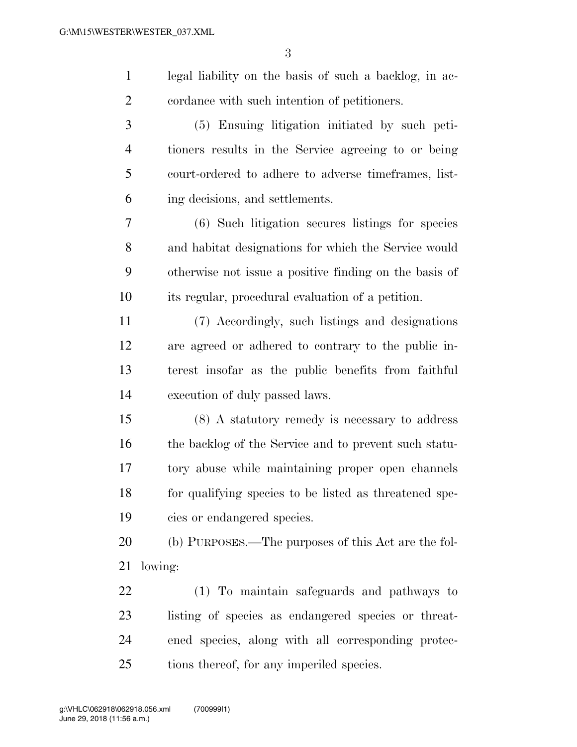legal liability on the basis of such a backlog, in accordance with such intention of petitioners.

(5) Ensuing litigation initiated by such petitioners results in the Service agreeing to or being court-ordered to adhere to adverse timeframes, listing decisions, and settlements.

(6) Such litigation secures listings for species and habitat designations for which the Service would otherwise not issue a positive finding on the basis of its regular, procedural evaluation of a petition.

(7) Accordingly, such listings and designations are agreed or adhered to contrary to the public interest insofar as the public benefits from faithful execution of duly passed laws.

(8) A statutory remedy is necessary to address the backlog of the Service and to prevent such statutory abuse while maintaining proper open channels for qualifying species to be listed as threatened species or endangered species.

(b) PURPOSES.—The purposes of this Act are the following:

(1) To maintain safeguards and pathways to listing of species as endangered species or threatened species, along with all corresponding protections thereof, for any imperiled species.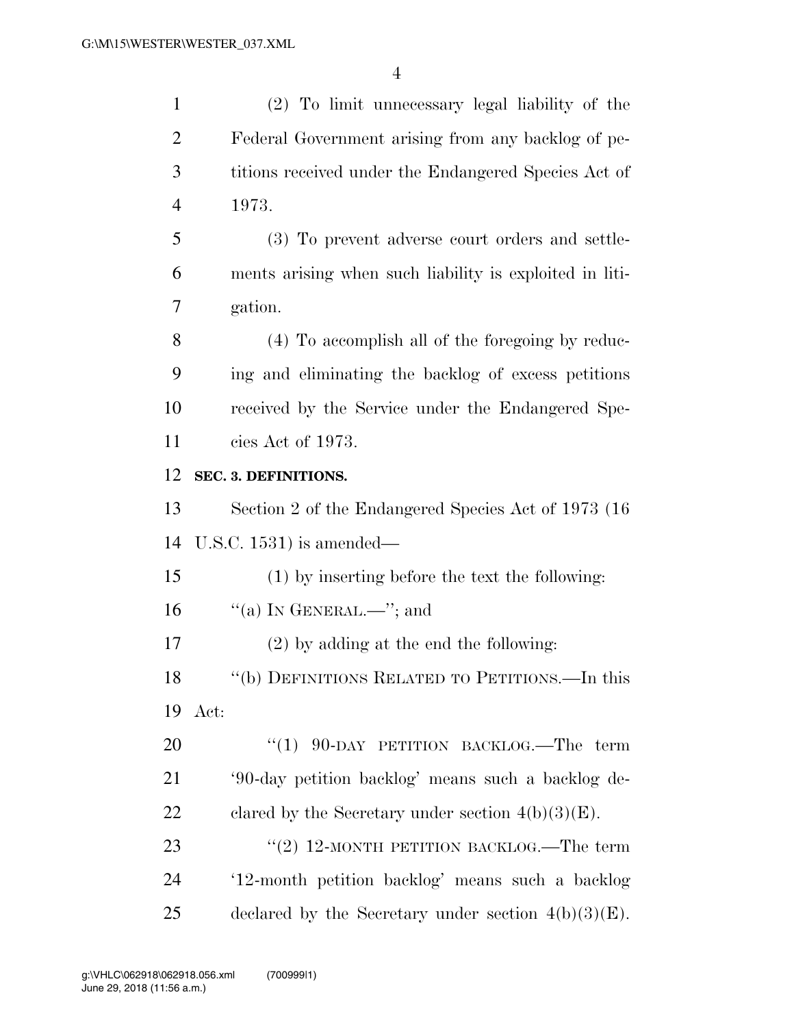(2) To limit unnecessary legal liability of the Federal Government arising from any backlog of petitions received under the Endangered Species Act of 1973.

(3) To prevent adverse court orders and settlements arising when such liability is exploited in litigation.

(4) To accomplish all of the foregoing by reducing and eliminating the backlog of excess petitions received by the Service under the Endangered Species Act of 1973.

**SEC. 3. DEFINITIONS.**

Section 2 of the Endangered Species Act of 1973 (16 U.S.C. 1531) is amended—

(1) by inserting before the text the following: ''(a) IN GENERAL.—''; and

(2) by adding at the end the following:

''(b) DEFINITIONS RELATED TO PETITIONS.—In this Act:

''(1) 90-DAY PETITION BACKLOG.—The term '90-day petition backlog' means such a backlog declared by the Secretary under section 4(b)(3)(E).

''(2) 12-MONTH PETITION BACKLOG.—The term '12-month petition backlog' means such a backlog declared by the Secretary under section 4(b)(3)(E).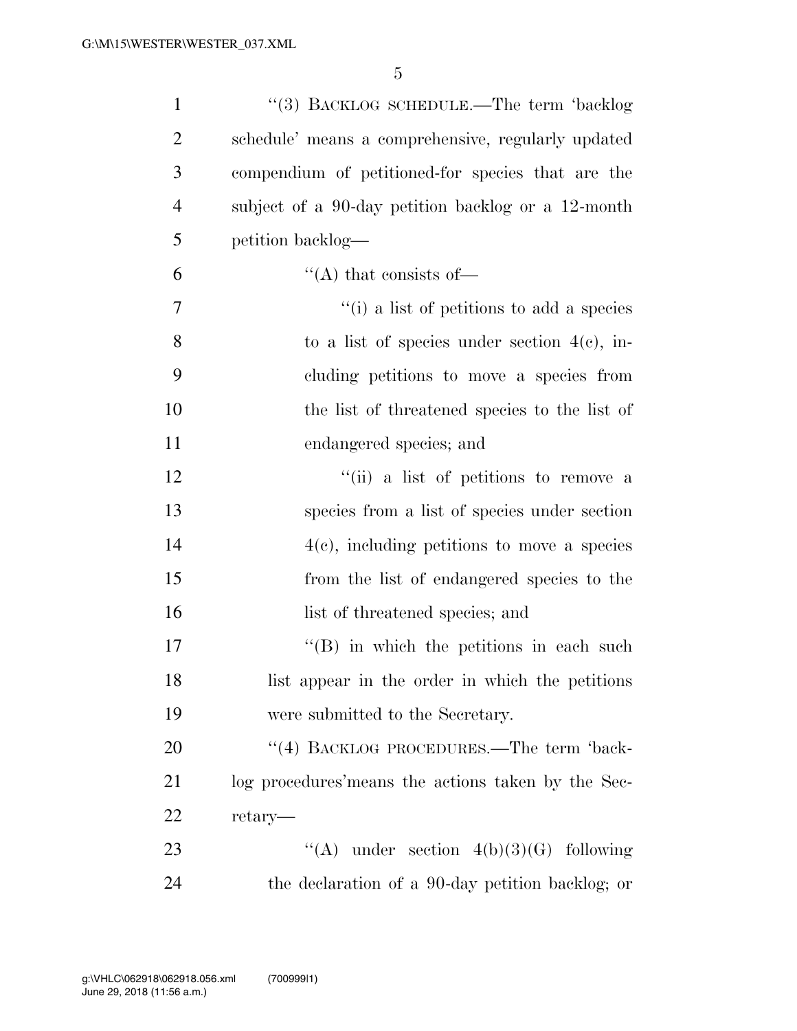"(3) BACKLOG SCHEDULE.—The term 'backlog schedule' means a comprehensive, regularly updated compendium of petitioned-for species that are the subject of a 90-day petition backlog or a 12-month petition backlog—

"(A) that consists of—

"(i) a list of petitions to add a species to a list of species under section 4(c), including petitions to move a species from the list of threatened species to the list of endangered species; and

"(ii) a list of petitions to remove a species from a list of species under section 4(c), including petitions to move a species from the list of endangered species to the list of threatened species; and

"(B) in which the petitions in each such list appear in the order in which the petitions were submitted to the Secretary.

"(4) BACKLOG PROCEDURES.—The term 'backlog procedures'means the actions taken by the Secretary—

"(A) under section 4(b)(3)(G) following the declaration of a 90-day petition backlog; or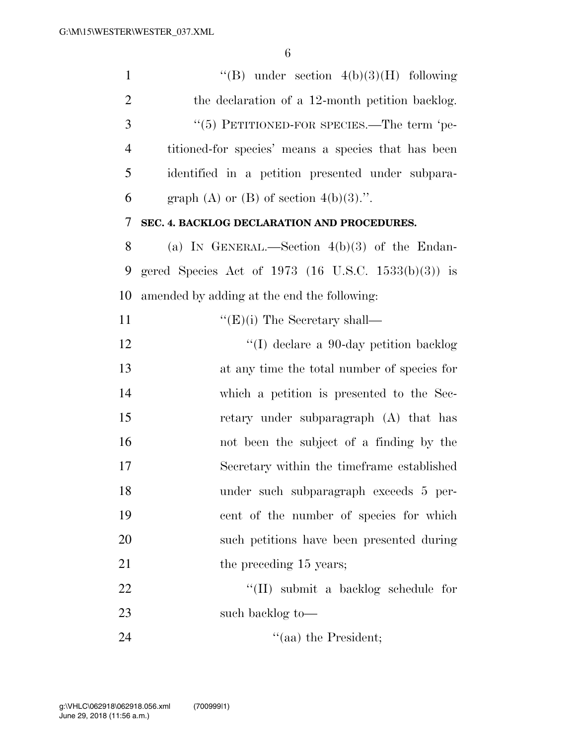"(B) under section 4(b)(3)(H) following the declaration of a 12-month petition backlog.

"(5) PETITIONED-FOR SPECIES.—The term 'petitioned-for species' means a species that has been identified in a petition presented under subparagraph (A) or (B) of section 4(b)(3).".

**SEC. 4. BACKLOG DECLARATION AND PROCEDURES.**

(a) IN GENERAL.—Section 4(b)(3) of the Endangered Species Act of 1973 (16 U.S.C. 1533(b)(3)) is amended by adding at the end the following:

"(E)(i) The Secretary shall—

"(I) declare a 90-day petition backlog at any time the total number of species for which a petition is presented to the Secretary under subparagraph (A) that has not been the subject of a finding by the Secretary within the timeframe established under such subparagraph exceeds 5 percent of the number of species for which such petitions have been presented during the preceding 15 years;

"(II) submit a backlog schedule for such backlog to—

"(aa) the President;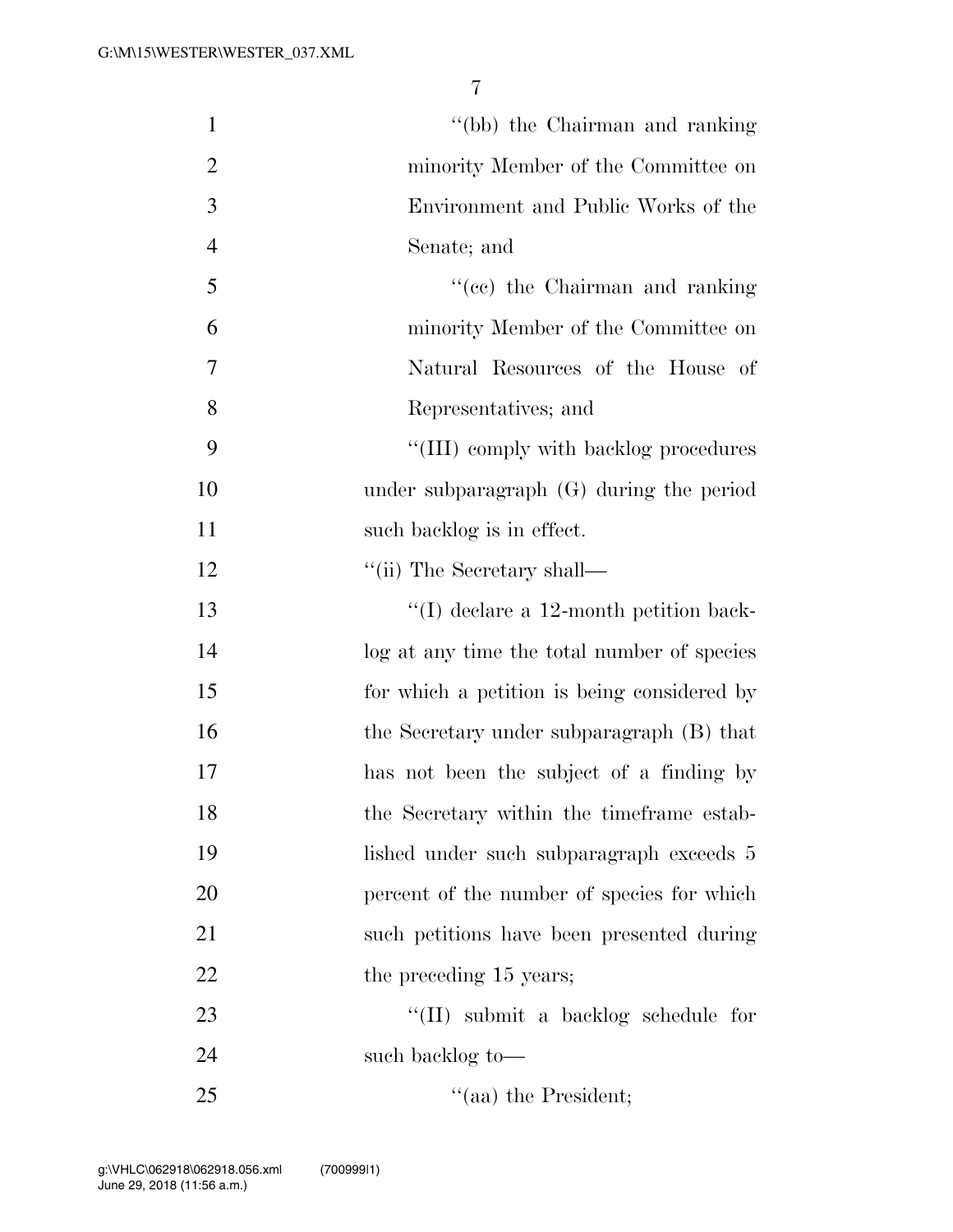"(bb) the Chairman and ranking minority Member of the Committee on Environment and Public Works of the Senate; and

"(cc) the Chairman and ranking minority Member of the Committee on Natural Resources of the House of Representatives; and

"(III) comply with backlog procedures under subparagraph (G) during the period such backlog is in effect.

"(ii) The Secretary shall—

"(I) declare a 12-month petition backlog at any time the total number of species for which a petition is being considered by the Secretary under subparagraph (B) that has not been the subject of a finding by the Secretary within the timeframe established under such subparagraph exceeds 5 percent of the number of species for which such petitions have been presented during the preceding 15 years;

"(II) submit a backlog schedule for such backlog to—

"(aa) the President;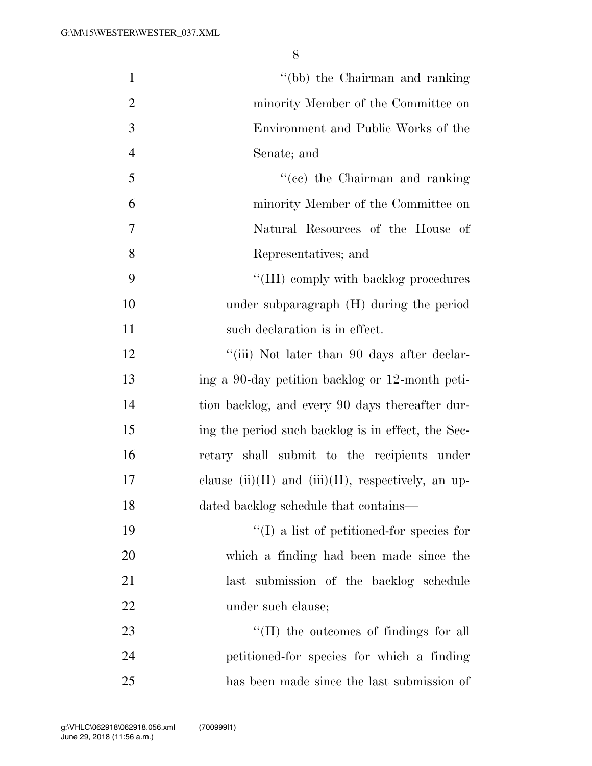"(bb) the Chairman and ranking minority Member of the Committee on Environment and Public Works of the Senate; and

"(cc) the Chairman and ranking minority Member of the Committee on Natural Resources of the House of Representatives; and

"(III) comply with backlog procedures under subparagraph (H) during the period such declaration is in effect.

"(iii) Not later than 90 days after declaring a 90-day petition backlog or 12-month petition backlog, and every 90 days thereafter during the period such backlog is in effect, the Secretary shall submit to the recipients under clause (ii)(II) and (iii)(II), respectively, an updated backlog schedule that contains—

"(I) a list of petitioned-for species for which a finding had been made since the last submission of the backlog schedule under such clause;

"(II) the outcomes of findings for all petitioned-for species for which a finding has been made since the last submission of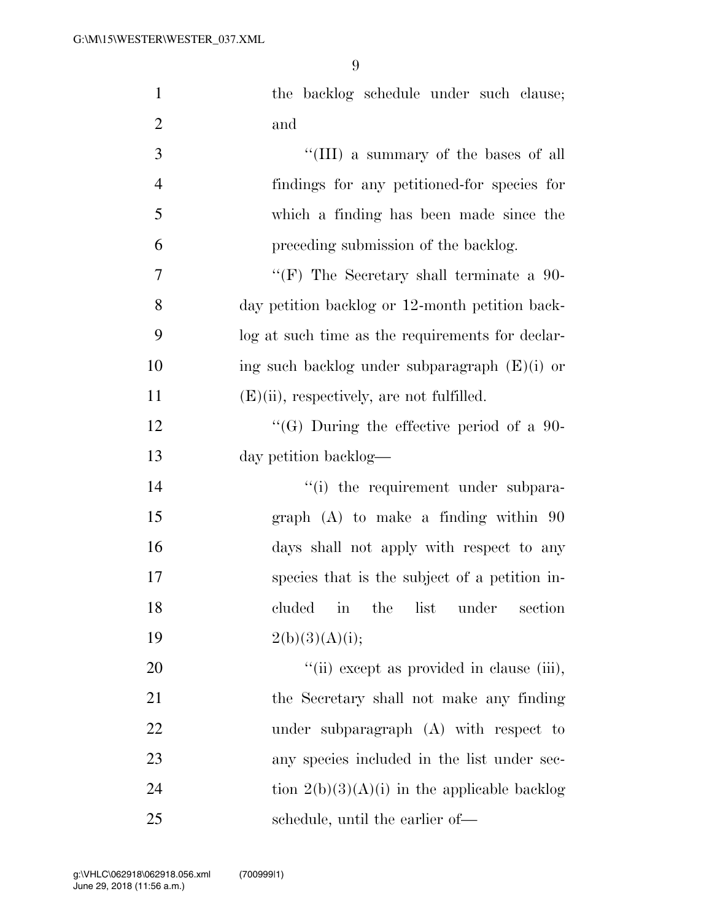the backlog schedule under such clause; and

''(III) a summary of the bases of all findings for any petitioned-for species for which a finding has been made since the preceding submission of the backlog.

''(F) The Secretary shall terminate a 90-day petition backlog or 12-month petition backlog at such time as the requirements for declaring such backlog under subparagraph (E)(i) or (E)(ii), respectively, are not fulfilled.

''(G) During the effective period of a 90-day petition backlog—

''(i) the requirement under subparagraph (A) to make a finding within 90 days shall not apply with respect to any species that is the subject of a petition included in the list under section 2(b)(3)(A)(i);

''(ii) except as provided in clause (iii), the Secretary shall not make any finding under subparagraph (A) with respect to any species included in the list under section 2(b)(3)(A)(i) in the applicable backlog schedule, until the earlier of—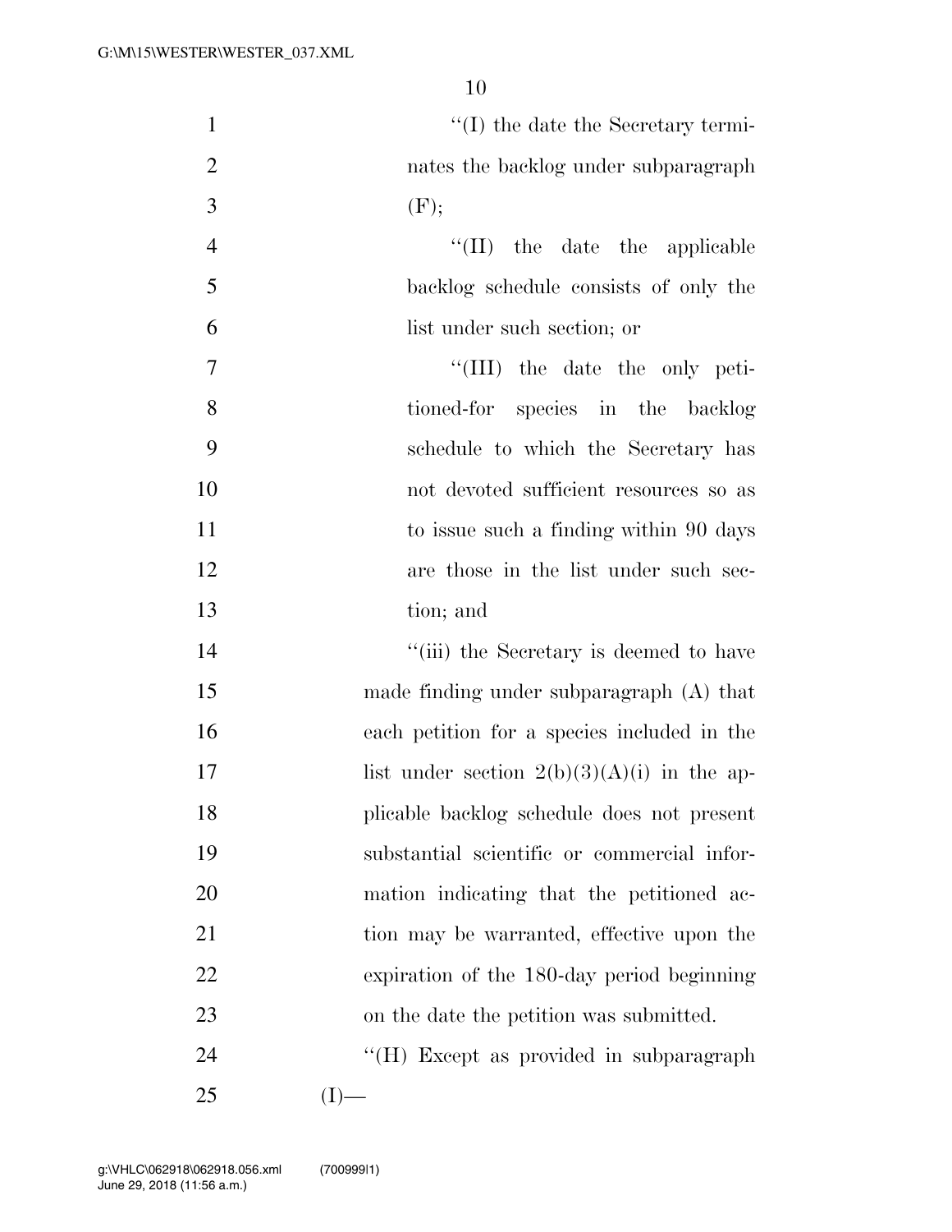"(I) the date the Secretary terminates the backlog under subparagraph (F);

"(II) the date the applicable backlog schedule consists of only the list under such section; or

"(III) the date the only petitioned-for species in the backlog schedule to which the Secretary has not devoted sufficient resources so as to issue such a finding within 90 days are those in the list under such section; and

"(iii) the Secretary is deemed to have made finding under subparagraph (A) that each petition for a species included in the list under section 2(b)(3)(A)(i) in the applicable backlog schedule does not present substantial scientific or commercial information indicating that the petitioned action may be warranted, effective upon the expiration of the 180-day period beginning on the date the petition was submitted.

"(H) Except as provided in subparagraph (I)—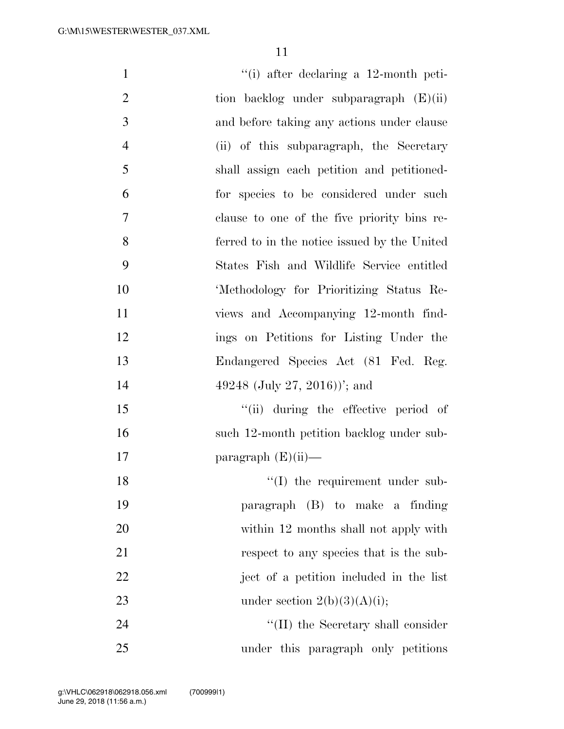"(i) after declaring a 12-month petition backlog under subparagraph (E)(ii) and before taking any actions under clause (ii) of this subparagraph, the Secretary shall assign each petition and petitioned-for species to be considered under such clause to one of the five priority bins referred to in the notice issued by the United States Fish and Wildlife Service entitled 'Methodology for Prioritizing Status Reviews and Accompanying 12-month findings on Petitions for Listing Under the Endangered Species Act (81 Fed. Reg. 49248 (July 27, 2016))'; and

"(ii) during the effective period of such 12-month petition backlog under subparagraph (E)(ii)—

"(I) the requirement under subparagraph (B) to make a finding within 12 months shall not apply with respect to any species that is the subject of a petition included in the list under section 2(b)(3)(A)(i);

"(II) the Secretary shall consider under this paragraph only petitions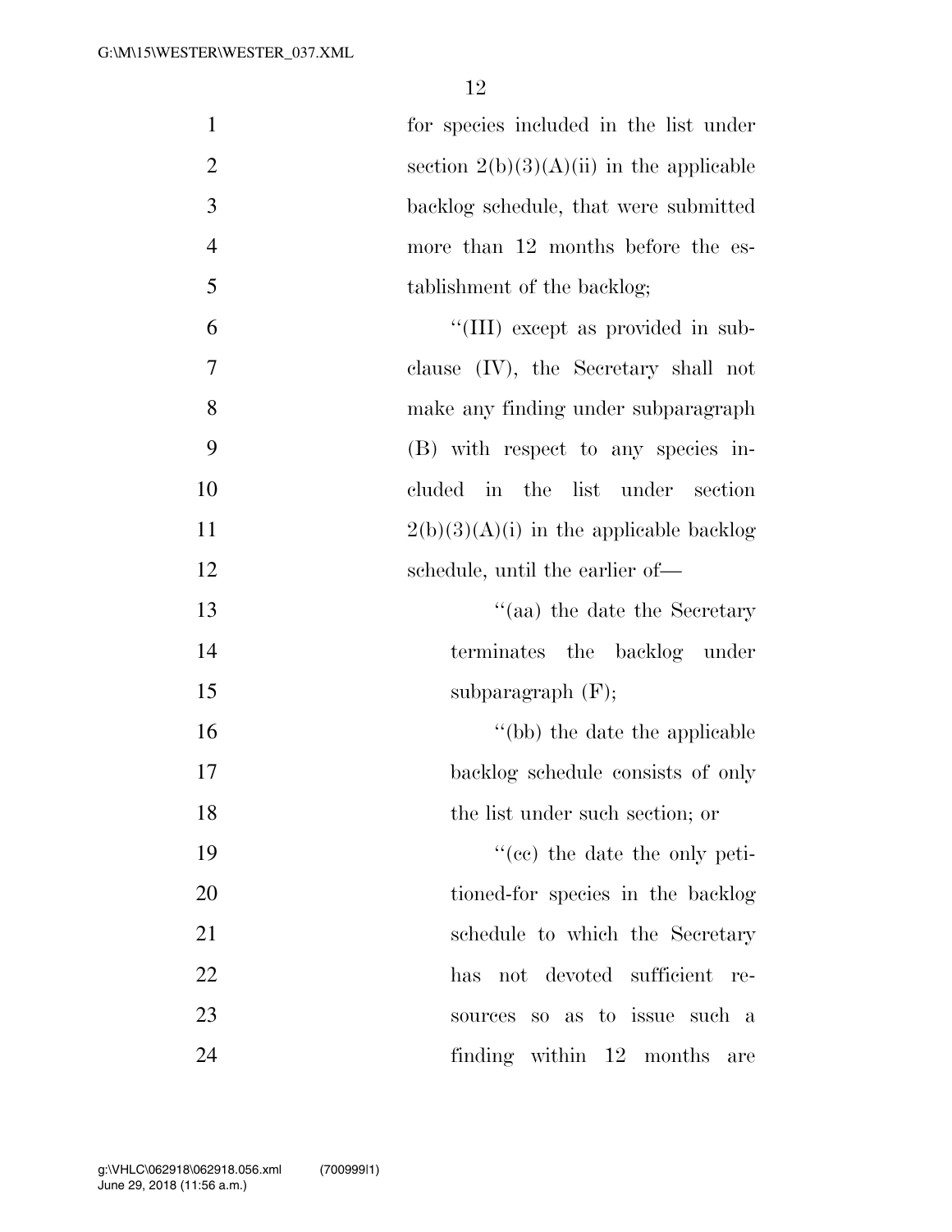for species included in the list under section 2(b)(3)(A)(ii) in the applicable backlog schedule, that were submitted more than 12 months before the establishment of the backlog;

"(III) except as provided in subclause (IV), the Secretary shall not make any finding under subparagraph (B) with respect to any species included in the list under section 2(b)(3)(A)(i) in the applicable backlog schedule, until the earlier of—

"(aa) the date the Secretary terminates the backlog under subparagraph (F);

"(bb) the date the applicable backlog schedule consists of only the list under such section; or

"(cc) the date the only petitioned-for species in the backlog schedule to which the Secretary has not devoted sufficient resources so as to issue such a finding within 12 months are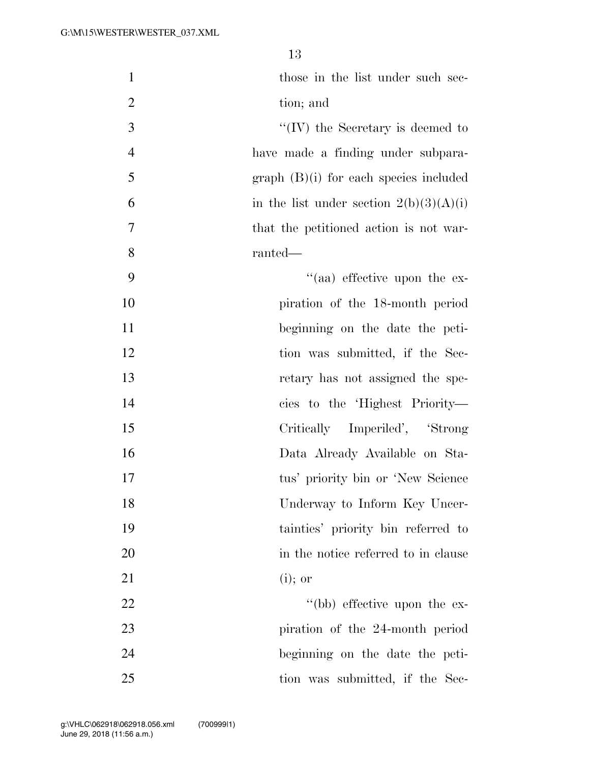those in the list under such section; and

''(IV) the Secretary is deemed to have made a finding under subparagraph (B)(i) for each species included in the list under section 2(b)(3)(A)(i) that the petitioned action is not warranted—

''(aa) effective upon the expiration of the 18-month period beginning on the date the petition was submitted, if the Secretary has not assigned the species to the 'Highest Priority—Critically Imperiled', 'Strong Data Already Available on Status' priority bin or 'New Science Underway to Inform Key Uncertainties' priority bin referred to in the notice referred to in clause (i); or

''(bb) effective upon the expiration of the 24-month period beginning on the date the petition was submitted, if the Sec-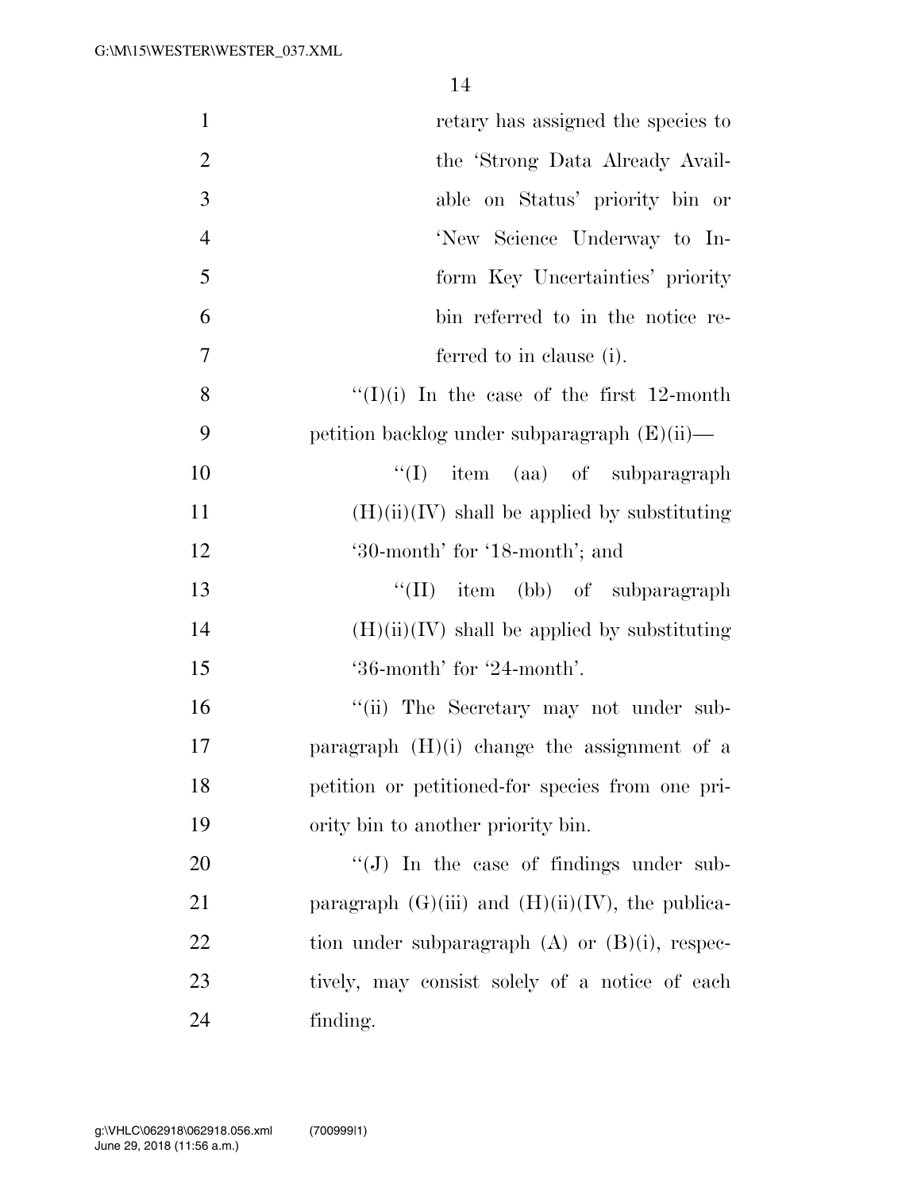retary has assigned the species to the 'Strong Data Already Available on Status' priority bin or 'New Science Underway to Inform Key Uncertainties' priority bin referred to in the notice referred to in clause (i).

"(I)(i) In the case of the first 12-month petition backlog under subparagraph (E)(ii)—

"(I) item (aa) of subparagraph (H)(ii)(IV) shall be applied by substituting '30-month' for '18-month'; and

"(II) item (bb) of subparagraph (H)(ii)(IV) shall be applied by substituting '36-month' for '24-month'.

"(ii) The Secretary may not under subparagraph (H)(i) change the assignment of a petition or petitioned-for species from one priority bin to another priority bin.

"(J) In the case of findings under subparagraph (G)(iii) and (H)(ii)(IV), the publication under subparagraph (A) or (B)(i), respectively, may consist solely of a notice of each finding.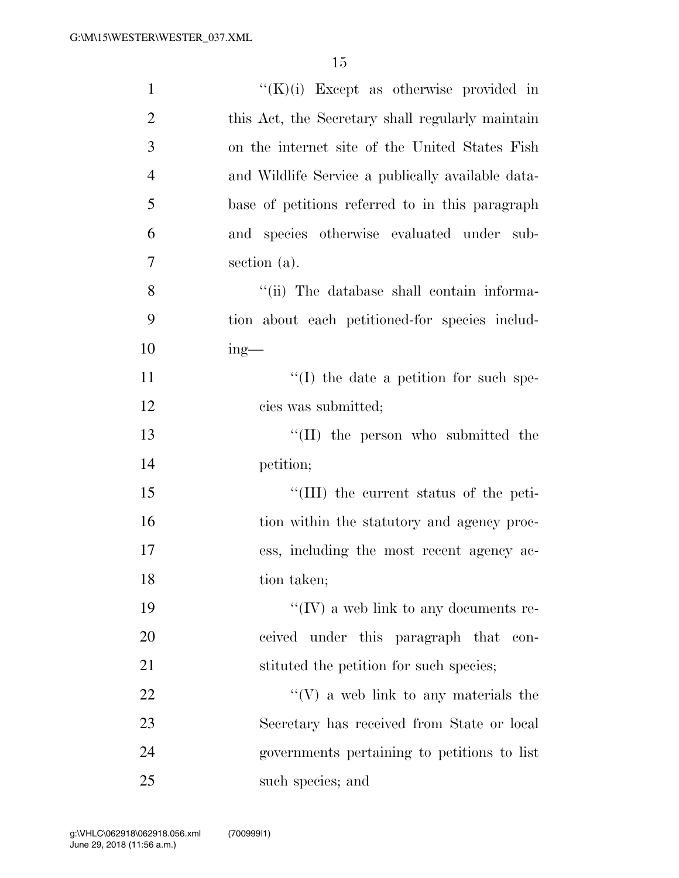''(K)(i) Except as otherwise provided in this Act, the Secretary shall regularly maintain on the internet site of the United States Fish and Wildlife Service a publically available database of petitions referred to in this paragraph and species otherwise evaluated under subsection (a).

''(ii) The database shall contain information about each petitioned-for species including—

''(I) the date a petition for such species was submitted;

''(II) the person who submitted the petition;

''(III) the current status of the petition within the statutory and agency process, including the most recent agency action taken;

''(IV) a web link to any documents received under this paragraph that constituted the petition for such species;

''(V) a web link to any materials the Secretary has received from State or local governments pertaining to petitions to list such species; and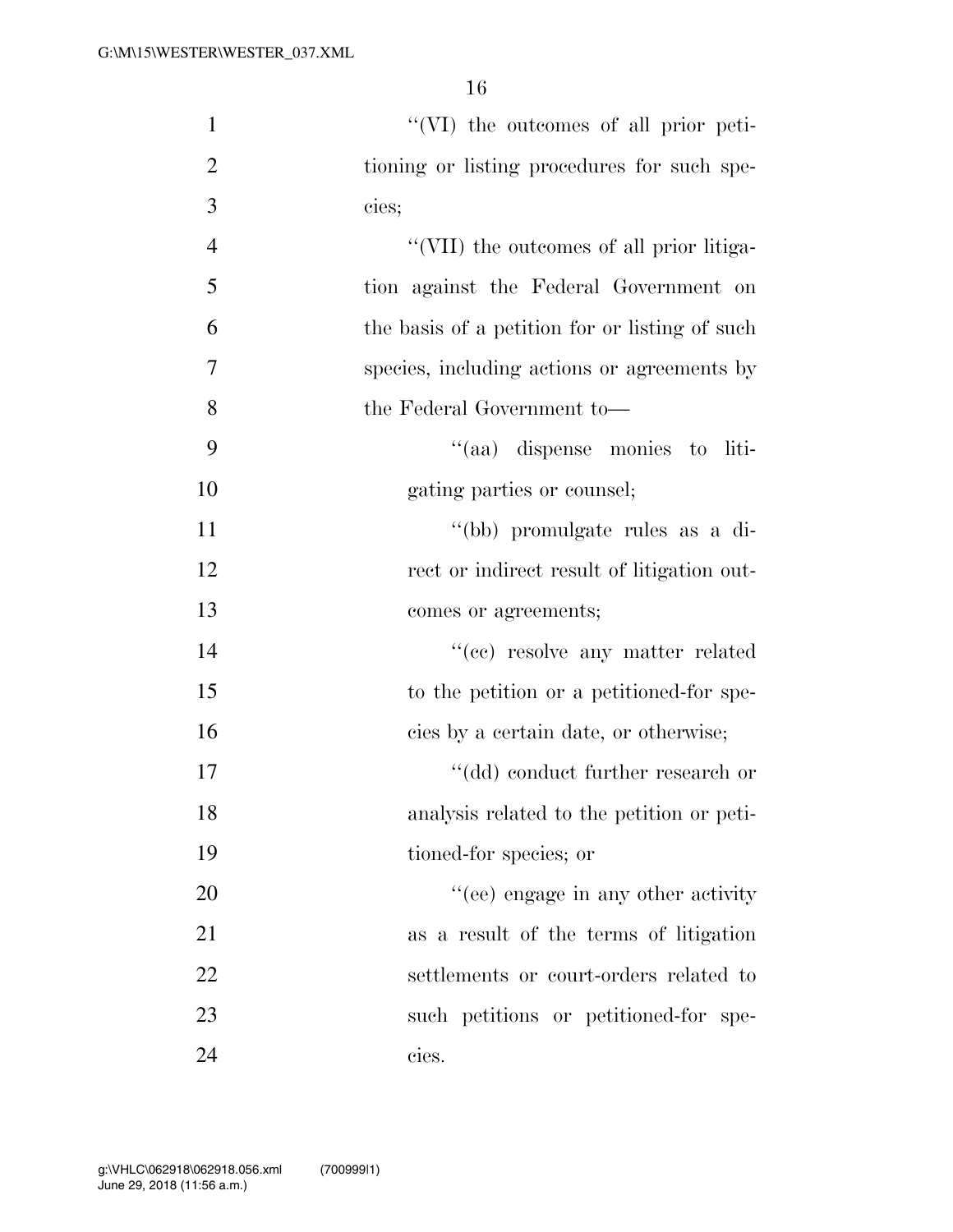''(VI) the outcomes of all prior petitioning or listing procedures for such species;

''(VII) the outcomes of all prior litigation against the Federal Government on the basis of a petition for or listing of such species, including actions or agreements by the Federal Government to—

''(aa) dispense monies to litigating parties or counsel;

''(bb) promulgate rules as a direct or indirect result of litigation outcomes or agreements;

''(cc) resolve any matter related to the petition or a petitioned-for species by a certain date, or otherwise;

''(dd) conduct further research or analysis related to the petition or petitioned-for species; or

''(ee) engage in any other activity as a result of the terms of litigation settlements or court-orders related to such petitions or petitioned-for species.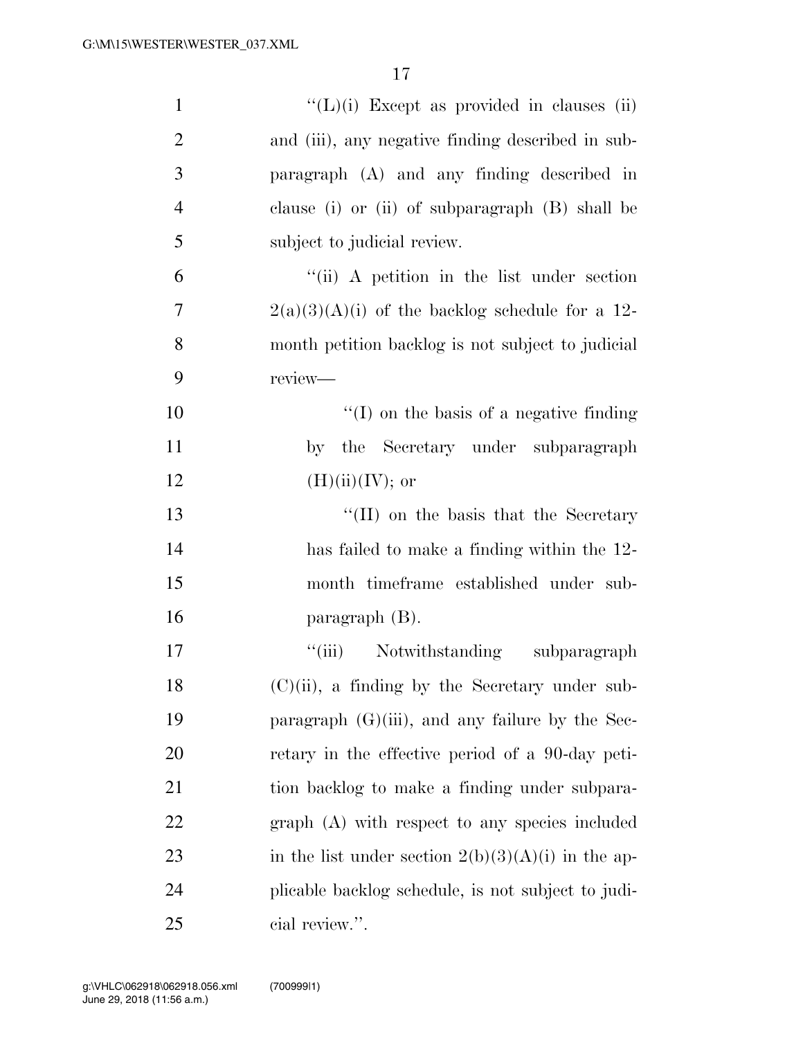''(L)(i) Except as provided in clauses (ii) and (iii), any negative finding described in subparagraph (A) and any finding described in clause (i) or (ii) of subparagraph (B) shall be subject to judicial review.

''(ii) A petition in the list under section 2(a)(3)(A)(i) of the backlog schedule for a 12-month petition backlog is not subject to judicial review—

''(I) on the basis of a negative finding by the Secretary under subparagraph (H)(ii)(IV); or

''(II) on the basis that the Secretary has failed to make a finding within the 12-month timeframe established under subparagraph (B).

''(iii) Notwithstanding subparagraph (C)(ii), a finding by the Secretary under subparagraph (G)(iii), and any failure by the Secretary in the effective period of a 90-day petition backlog to make a finding under subparagraph (A) with respect to any species included in the list under section 2(b)(3)(A)(i) in the applicable backlog schedule, is not subject to judicial review.''.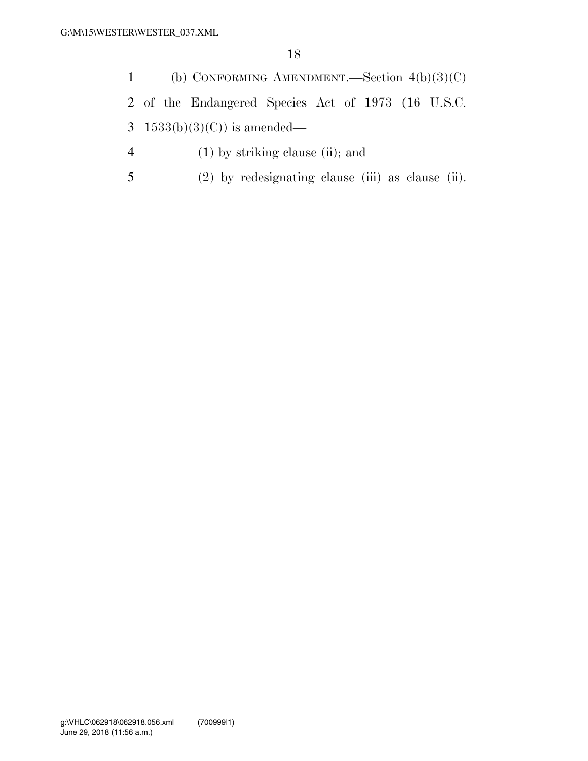(b) CONFORMING AMENDMENT.—Section 4(b)(3)(C) of the Endangered Species Act of 1973 (16 U.S.C. 1533(b)(3)(C)) is amended—

(1) by striking clause (ii); and

(2) by redesignating clause (iii) as clause (ii).